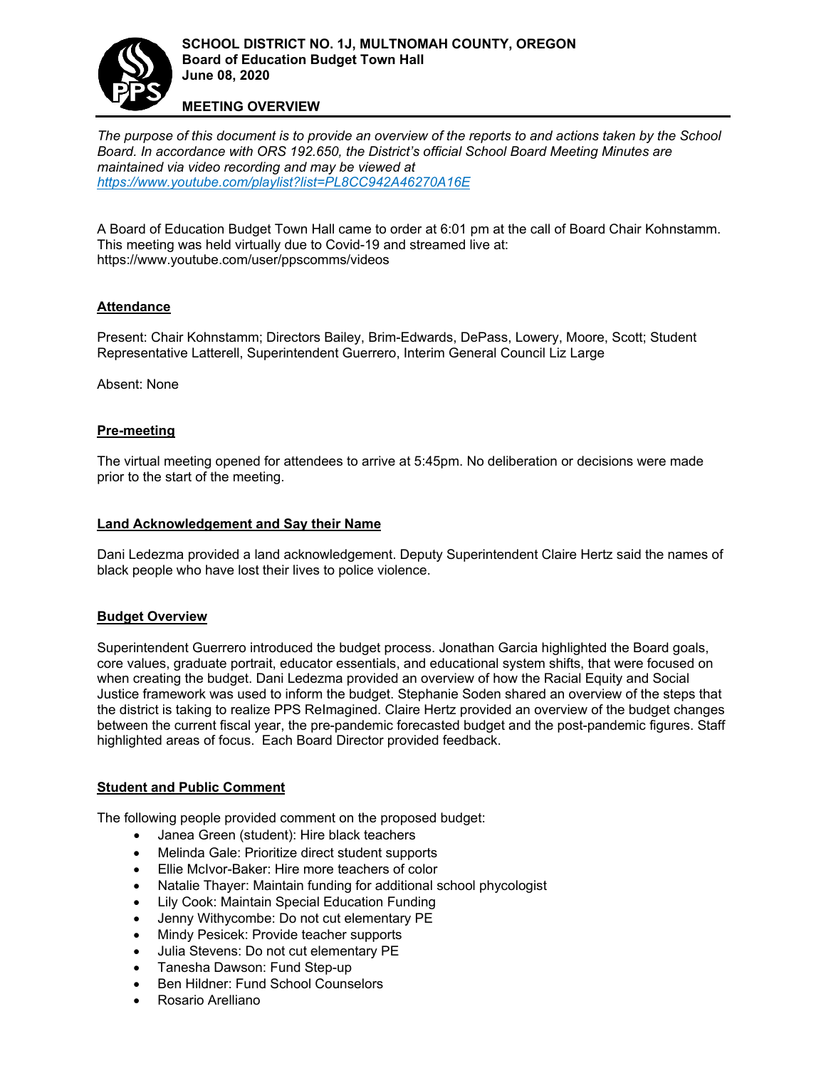**SCHOOL DISTRICT NO. 1J, MULTNOMAH COUNTY, OREGON**
**Board of Education Budget Town Hall**
**June 08, 2020**

**MEETING OVERVIEW**

*The purpose of this document is to provide an overview of the reports to and actions taken by the School Board. In accordance with ORS 192.650, the District's official School Board Meeting Minutes are maintained via video recording and may be viewed at* *https://www.youtube.com/playlist?list=PL8CC942A46270A16E*

A Board of Education Budget Town Hall came to order at 6:01 pm at the call of Board Chair Kohnstamm. This meeting was held virtually due to Covid-19 and streamed live at: https://www.youtube.com/user/ppscomms/videos

## Attendance

Present: Chair Kohnstamm; Directors Bailey, Brim-Edwards, DePass, Lowery, Moore, Scott; Student Representative Latterell, Superintendent Guerrero, Interim General Council Liz Large

Absent: None

## Pre-meeting

The virtual meeting opened for attendees to arrive at 5:45pm. No deliberation or decisions were made prior to the start of the meeting.

## Land Acknowledgement and Say their Name

Dani Ledezma provided a land acknowledgement. Deputy Superintendent Claire Hertz said the names of black people who have lost their lives to police violence.

## Budget Overview

Superintendent Guerrero introduced the budget process. Jonathan Garcia highlighted the Board goals, core values, graduate portrait, educator essentials, and educational system shifts, that were focused on when creating the budget. Dani Ledezma provided an overview of how the Racial Equity and Social Justice framework was used to inform the budget. Stephanie Soden shared an overview of the steps that the district is taking to realize PPS ReImagined. Claire Hertz provided an overview of the budget changes between the current fiscal year, the pre-pandemic forecasted budget and the post-pandemic figures. Staff highlighted areas of focus. Each Board Director provided feedback.

## Student and Public Comment

The following people provided comment on the proposed budget:

- Janea Green (student): Hire black teachers
- Melinda Gale: Prioritize direct student supports
- Ellie McIvor-Baker: Hire more teachers of color
- Natalie Thayer: Maintain funding for additional school phycologist
- Lily Cook: Maintain Special Education Funding
- Jenny Withycombe: Do not cut elementary PE
- Mindy Pesicek: Provide teacher supports
- Julia Stevens: Do not cut elementary PE
- Tanesha Dawson: Fund Step-up
- Ben Hildner: Fund School Counselors
- Rosario Arelliano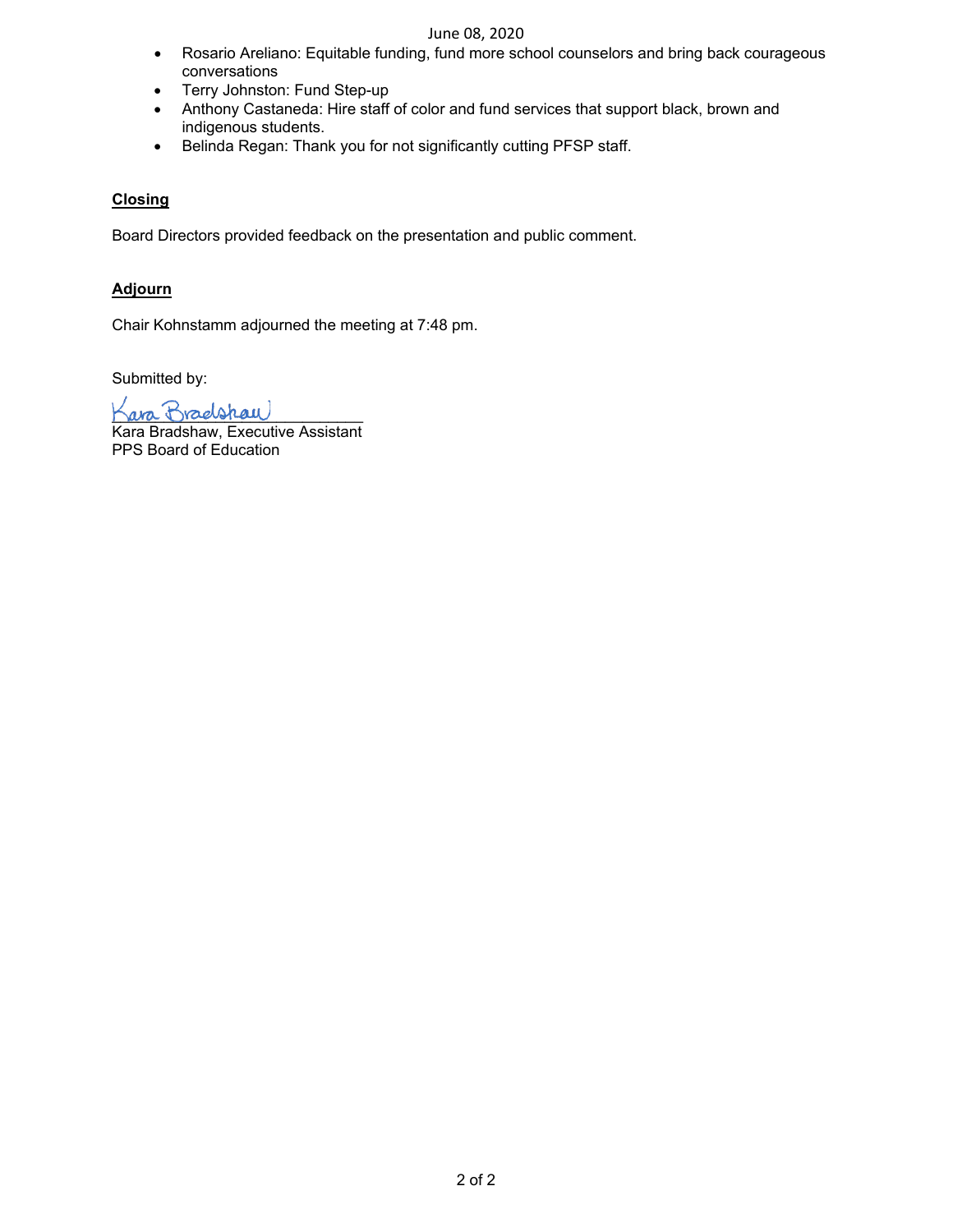- Rosario Areliano: Equitable funding, fund more school counselors and bring back courageous conversations
- Terry Johnston: Fund Step-up
- Anthony Castaneda: Hire staff of color and fund services that support black, brown and indigenous students.
- Belinda Regan: Thank you for not significantly cutting PFSP staff.

**Closing**

Board Directors provided feedback on the presentation and public comment.

**Adjourn**

Chair Kohnstamm adjourned the meeting at 7:48 pm.

Submitted by:

Kara Bradshaw

Kara Bradshaw, Executive Assistant
PPS Board of Education